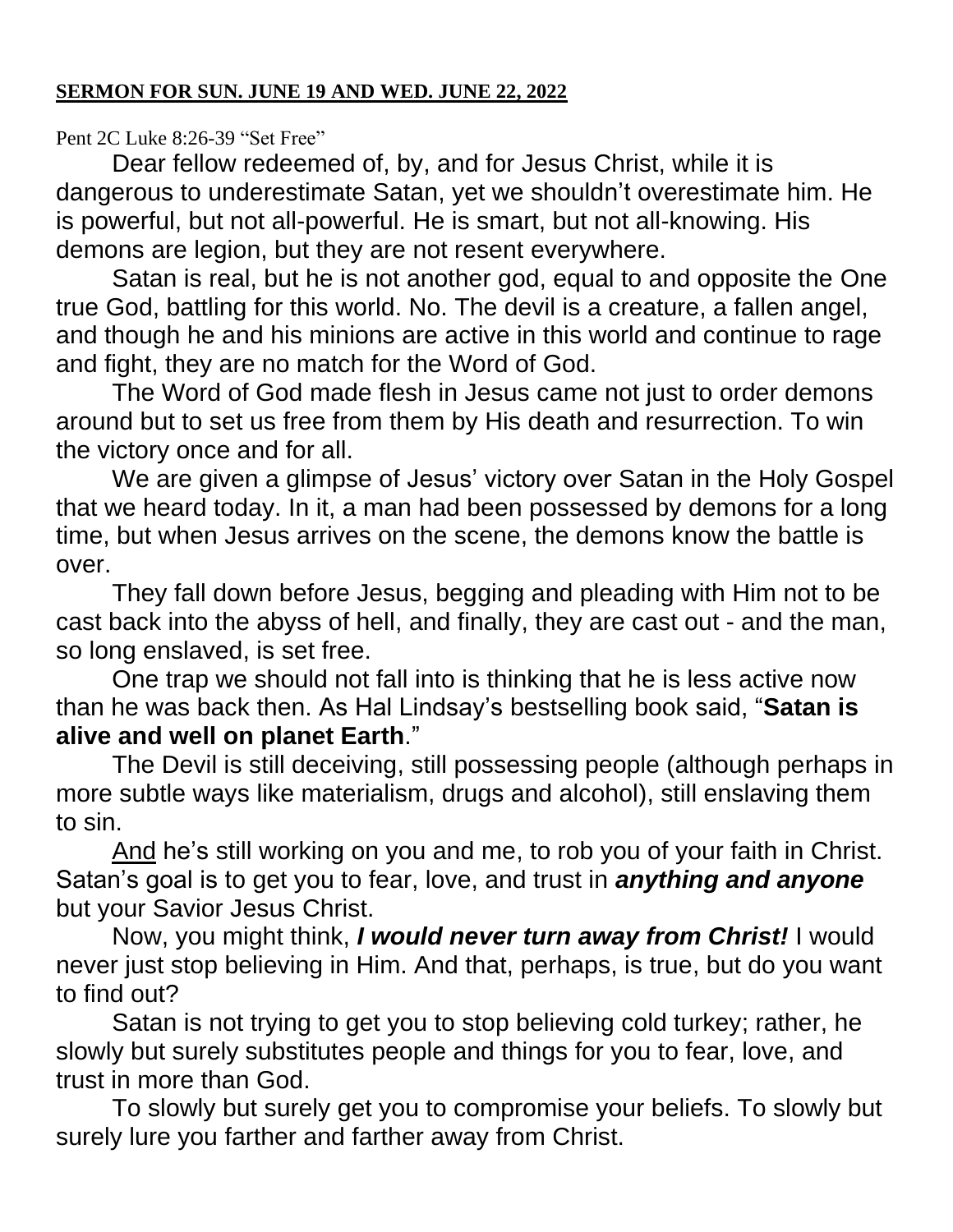**SERMON FOR SUN. JUNE 19 AND WED. JUNE 22, 2022**

Pent 2C Luke 8:26-39 "Set Free"

Dear fellow redeemed of, by, and for Jesus Christ, while it is dangerous to underestimate Satan, yet we shouldn't overestimate him. He is powerful, but not all-powerful. He is smart, but not all-knowing. His demons are legion, but they are not resent everywhere.

Satan is real, but he is not another god, equal to and opposite the One true God, battling for this world. No. The devil is a creature, a fallen angel, and though he and his minions are active in this world and continue to rage and fight, they are no match for the Word of God.

The Word of God made flesh in Jesus came not just to order demons around but to set us free from them by His death and resurrection. To win the victory once and for all.

We are given a glimpse of Jesus' victory over Satan in the Holy Gospel that we heard today. In it, a man had been possessed by demons for a long time, but when Jesus arrives on the scene, the demons know the battle is over.

They fall down before Jesus, begging and pleading with Him not to be cast back into the abyss of hell, and finally, they are cast out - and the man, so long enslaved, is set free.

One trap we should not fall into is thinking that he is less active now than he was back then. As Hal Lindsay's bestselling book said, "**Satan is alive and well on planet Earth**."

The Devil is still deceiving, still possessing people (although perhaps in more subtle ways like materialism, drugs and alcohol), still enslaving them to sin.

<u>And</u> he's still working on you and me, to rob you of your faith in Christ. Satan's goal is to get you to fear, love, and trust in ***anything and anyone*** but your Savior Jesus Christ.

Now, you might think, ***I would never turn away from Christ!*** I would never just stop believing in Him. And that, perhaps, is true, but do you want to find out?

Satan is not trying to get you to stop believing cold turkey; rather, he slowly but surely substitutes people and things for you to fear, love, and trust in more than God.

To slowly but surely get you to compromise your beliefs. To slowly but surely lure you farther and farther away from Christ.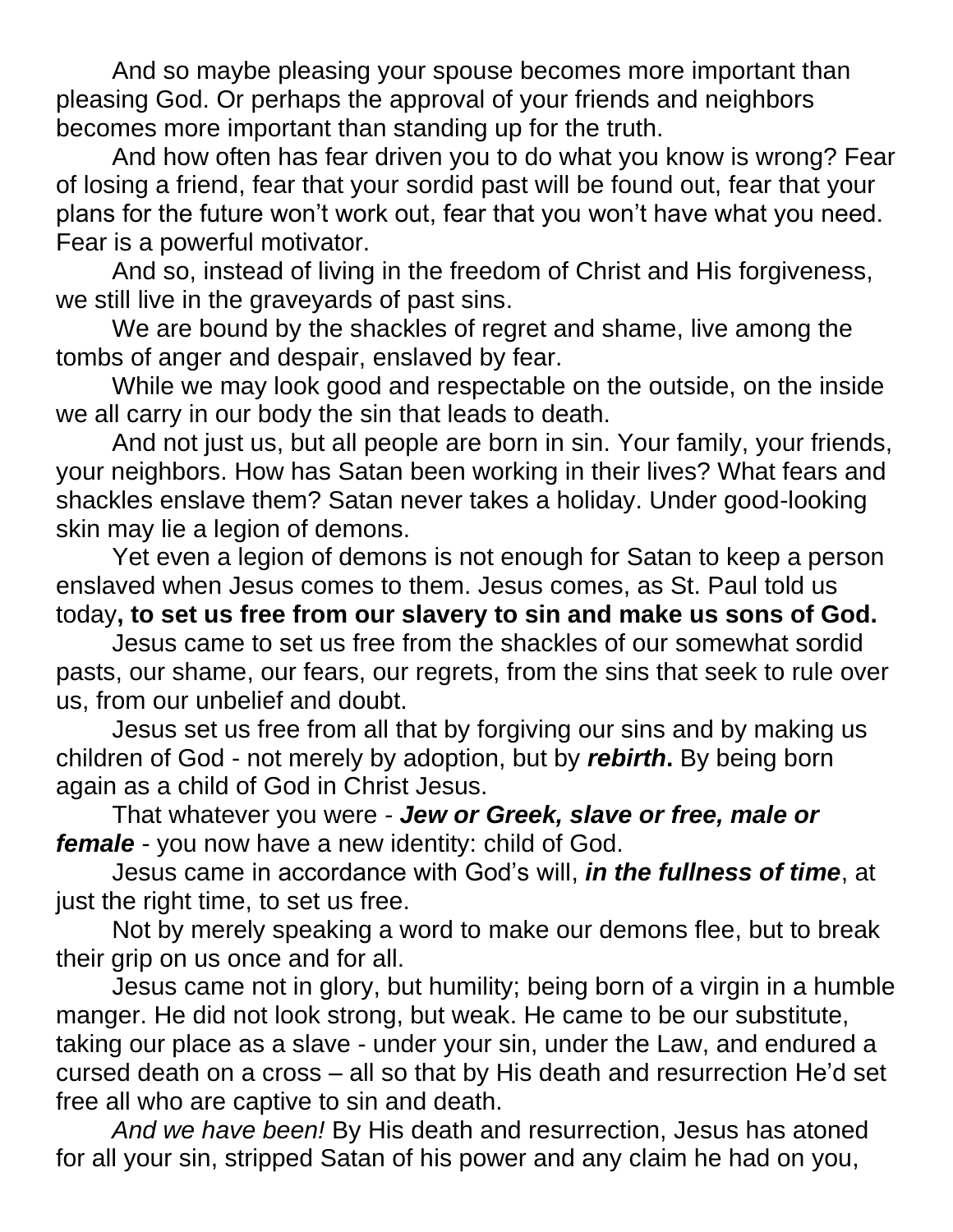And so maybe pleasing your spouse becomes more important than pleasing God. Or perhaps the approval of your friends and neighbors becomes more important than standing up for the truth.

And how often has fear driven you to do what you know is wrong? Fear of losing a friend, fear that your sordid past will be found out, fear that your plans for the future won't work out, fear that you won't have what you need. Fear is a powerful motivator.

And so, instead of living in the freedom of Christ and His forgiveness, we still live in the graveyards of past sins.

We are bound by the shackles of regret and shame, live among the tombs of anger and despair, enslaved by fear.

While we may look good and respectable on the outside, on the inside we all carry in our body the sin that leads to death.

And not just us, but all people are born in sin. Your family, your friends, your neighbors. How has Satan been working in their lives? What fears and shackles enslave them? Satan never takes a holiday. Under good-looking skin may lie a legion of demons.

Yet even a legion of demons is not enough for Satan to keep a person enslaved when Jesus comes to them. Jesus comes, as St. Paul told us today**, to set us free from our slavery to sin and make us sons of God.**

Jesus came to set us free from the shackles of our somewhat sordid pasts, our shame, our fears, our regrets, from the sins that seek to rule over us, from our unbelief and doubt.

Jesus set us free from all that by forgiving our sins and by making us children of God - not merely by adoption, but by ***rebirth*****.** By being born again as a child of God in Christ Jesus.

That whatever you were - ***Jew or Greek, slave or free, male or female*** - you now have a new identity: child of God.

Jesus came in accordance with God's will, ***in the fullness of time***, at just the right time, to set us free.

Not by merely speaking a word to make our demons flee, but to break their grip on us once and for all.

Jesus came not in glory, but humility; being born of a virgin in a humble manger. He did not look strong, but weak. He came to be our substitute, taking our place as a slave - under your sin, under the Law, and endured a cursed death on a cross – all so that by His death and resurrection He'd set free all who are captive to sin and death.

*And we have been!* By His death and resurrection, Jesus has atoned for all your sin, stripped Satan of his power and any claim he had on you,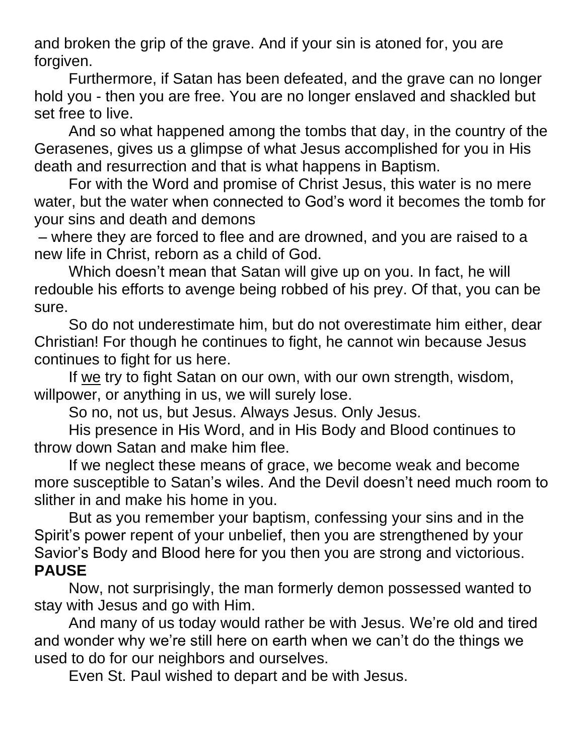and broken the grip of the grave. And if your sin is atoned for, you are forgiven.

Furthermore, if Satan has been defeated, and the grave can no longer hold you - then you are free. You are no longer enslaved and shackled but set free to live.

And so what happened among the tombs that day, in the country of the Gerasenes, gives us a glimpse of what Jesus accomplished for you in His death and resurrection and that is what happens in Baptism.

For with the Word and promise of Christ Jesus, this water is no mere water, but the water when connected to God's word it becomes the tomb for your sins and death and demons

– where they are forced to flee and are drowned, and you are raised to a new life in Christ, reborn as a child of God.

Which doesn't mean that Satan will give up on you. In fact, he will redouble his efforts to avenge being robbed of his prey. Of that, you can be sure.

So do not underestimate him, but do not overestimate him either, dear Christian! For though he continues to fight, he cannot win because Jesus continues to fight for us here.

If <u>we</u> try to fight Satan on our own, with our own strength, wisdom, willpower, or anything in us, we will surely lose.

So no, not us, but Jesus. Always Jesus. Only Jesus.

His presence in His Word, and in His Body and Blood continues to throw down Satan and make him flee.

If we neglect these means of grace, we become weak and become more susceptible to Satan's wiles. And the Devil doesn't need much room to slither in and make his home in you.

But as you remember your baptism, confessing your sins and in the Spirit's power repent of your unbelief, then you are strengthened by your Savior's Body and Blood here for you then you are strong and victorious.
**PAUSE**

Now, not surprisingly, the man formerly demon possessed wanted to stay with Jesus and go with Him.

And many of us today would rather be with Jesus. We're old and tired and wonder why we're still here on earth when we can't do the things we used to do for our neighbors and ourselves.

Even St. Paul wished to depart and be with Jesus.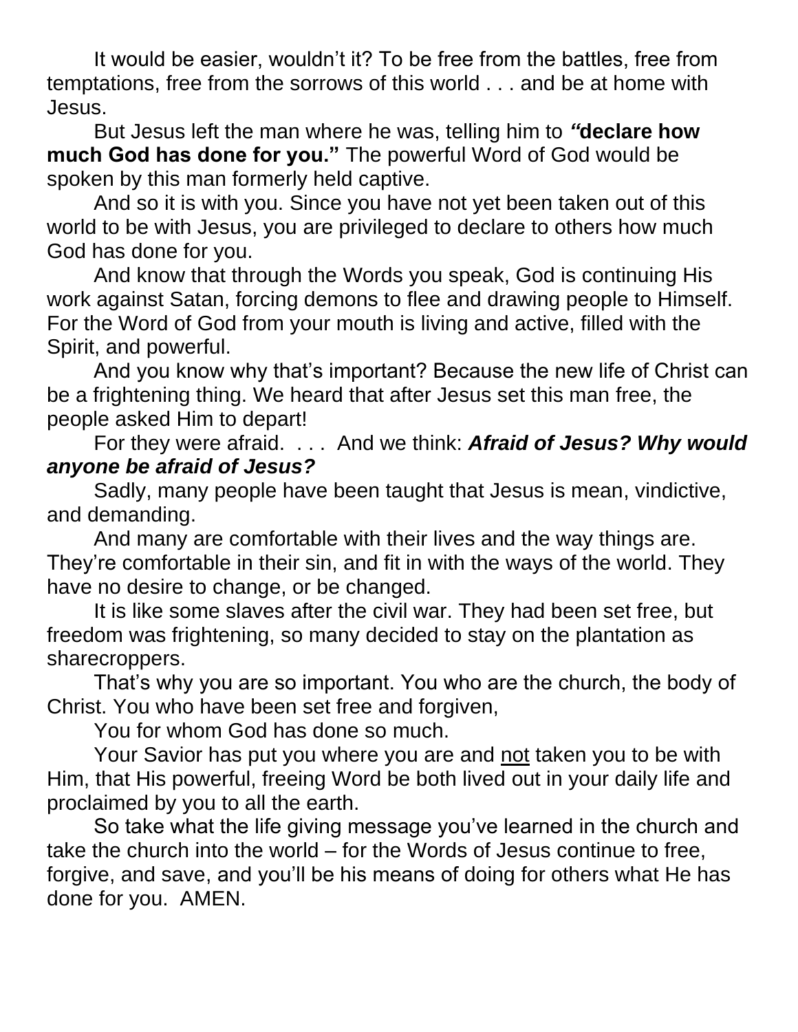It would be easier, wouldn't it? To be free from the battles, free from temptations, free from the sorrows of this world . . . and be at home with Jesus.

But Jesus left the man where he was, telling him to ***"*declare how much God has done for you."** The powerful Word of God would be spoken by this man formerly held captive.

And so it is with you. Since you have not yet been taken out of this world to be with Jesus, you are privileged to declare to others how much God has done for you.

And know that through the Words you speak, God is continuing His work against Satan, forcing demons to flee and drawing people to Himself. For the Word of God from your mouth is living and active, filled with the Spirit, and powerful.

And you know why that's important? Because the new life of Christ can be a frightening thing. We heard that after Jesus set this man free, the people asked Him to depart!

For they were afraid. . . . And we think: ***Afraid of Jesus? Why would anyone be afraid of Jesus?***

Sadly, many people have been taught that Jesus is mean, vindictive, and demanding.

And many are comfortable with their lives and the way things are. They're comfortable in their sin, and fit in with the ways of the world. They have no desire to change, or be changed.

It is like some slaves after the civil war. They had been set free, but freedom was frightening, so many decided to stay on the plantation as sharecroppers.

That's why you are so important. You who are the church, the body of Christ. You who have been set free and forgiven,

You for whom God has done so much.

Your Savior has put you where you are and <u>not</u> taken you to be with Him, that His powerful, freeing Word be both lived out in your daily life and proclaimed by you to all the earth.

So take what the life giving message you've learned in the church and take the church into the world – for the Words of Jesus continue to free, forgive, and save, and you'll be his means of doing for others what He has done for you. AMEN.